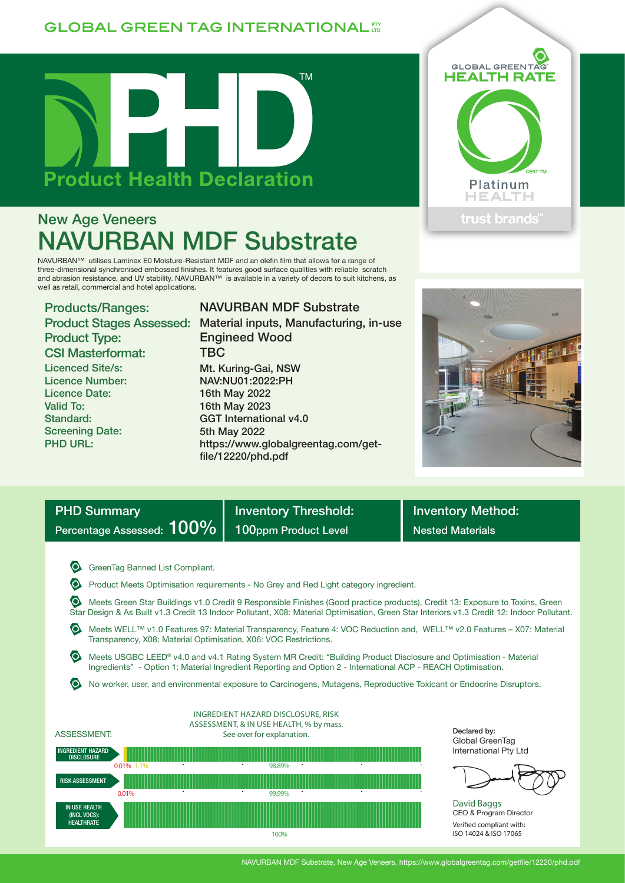GLOBAL GREEN TAG INTERNATIONAL PTY LTD

# PHD™ Product Health Declaration

GLOBAL GREENTAG HEALTH RATE CERT TM Platinum HEALTH trust brands™

## New Age Veneers

# NAVURBAN MDF Substrate

NAVURBAN™ utilises Laminex E0 Moisture-Resistant MDF and an olefin film that allows for a range of three-dimensional synchronised embossed finishes. It features good surface qualities with reliable scratch and abrasion resistance, and UV stability. NAVURBAN™ is available in a variety of decors to suit kitchens, as well as retail, commercial and hotel applications.

| | |
|---|---|
| **Products/Ranges:** | NAVURBAN MDF Substrate |
| **Product Stages Assessed:** | Material inputs, Manufacturing, in-use |
| **Product Type:** | Engineed Wood |
| **CSI Masterformat:** | TBC |
| **Licenced Site/s:** | Mt. Kuring-Gai, NSW |
| **Licence Number:** | NAV:NU01:2022:PH |
| **Licence Date:** | 16th May 2022 |
| **Valid To:** | 16th May 2023 |
| **Standard:** | GGT International v4.0 |
| **Screening Date:** | 5th May 2022 |
| **PHD URL:** | https://www.globalgreentag.com/get-file/12220/phd.pdf |

| PHD Summary | Inventory Threshold: | Inventory Method: |
|---|---|---|
| Percentage Assessed: 100% | 100ppm Product Level | Nested Materials |

- GreenTag Banned List Compliant.
- Product Meets Optimisation requirements - No Grey and Red Light category ingredient.
- Meets Green Star Buildings v1.0 Credit 9 Responsible Finishes (Good practice products), Credit 13: Exposure to Toxins, Green Star Design & As Built v1.3 Credit 13 Indoor Pollutant, X08: Material Optimisation, Green Star Interiors v1.3 Credit 12: Indoor Pollutant.
- Meets WELL™ v1.0 Features 97: Material Transparency, Feature 4: VOC Reduction and, WELL™ v2.0 Features – X07: Material Transparency, X08: Material Optimisation, X06: VOC Restrictions.
- Meets USGBC LEED® v4.0 and v4.1 Rating System MR Credit: "Building Product Disclosure and Optimisation - Material Ingredients" - Option 1: Material Ingredient Reporting and Option 2 - International ACP - REACH Optimisation.
- No worker, user, and environmental exposure to Carcinogens, Mutagens, Reproductive Toxicant or Endocrine Disruptors.

INGREDIENT HAZARD DISCLOSURE, RISK ASSESSMENT, & IN USE HEALTH, % by mass. See over for explanation.

ASSESSMENT:

| Assessment | Values |
|---|---|
| INGREDIENT HAZARD DISCLOSURE | 0.01%, 1.1%, 98.89% |
| RISK ASSESSMENT | 0.01%, 99.99% |
| IN USE HEALTH (INCL VOCS): HEALTHRATE | 100% |

Declared by:
Global GreenTag International Pty Ltd

David Baggs
CEO & Program Director
Verified compliant with:
ISO 14024 & ISO 17065

NAVURBAN MDF Substrate, New Age Veneers, https://www.globalgreentag.com/getfile/12220/phd.pdf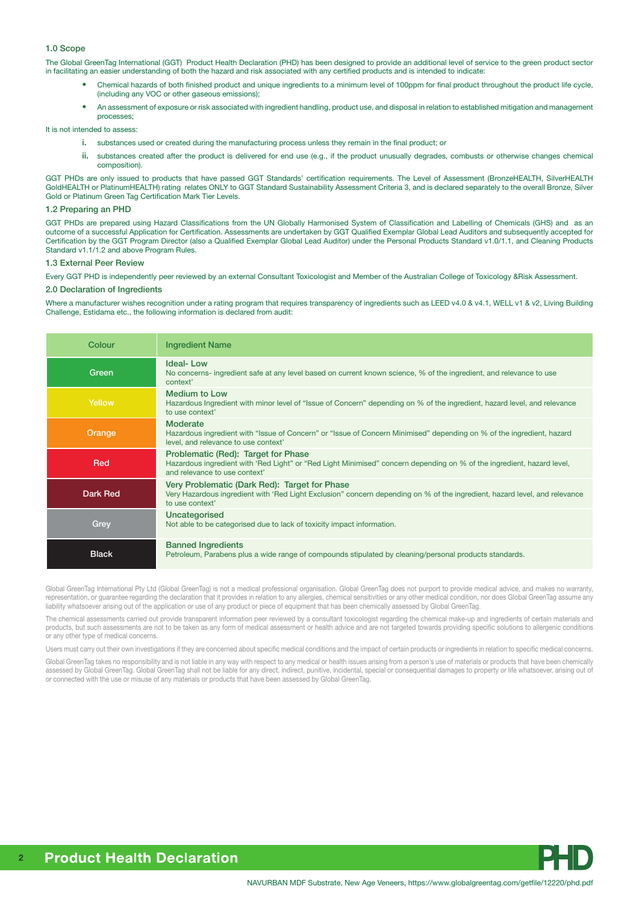### 1.0 Scope

The Global GreenTag International (GGT) Product Health Declaration (PHD) has been designed to provide an additional level of service to the green product sector in facilitating an easier understanding of both the hazard and risk associated with any certified products and is intended to indicate:

- Chemical hazards of both finished product and unique ingredients to a minimum level of 100ppm for final product throughout the product life cycle, (including any VOC or other gaseous emissions);
- An assessment of exposure or risk associated with ingredient handling, product use, and disposal in relation to established mitigation and management processes;

It is not intended to assess:

i. substances used or created during the manufacturing process unless they remain in the final product; or

ii. substances created after the product is delivered for end use (e.g., if the product unusually degrades, combusts or otherwise changes chemical composition).

GGT PHDs are only issued to products that have passed GGT Standards' certification requirements. The Level of Assessment (BronzeHEALTH, SilverHEALTH GoldHEALTH or PlatinumHEALTH) rating relates ONLY to GGT Standard Sustainability Assessment Criteria 3, and is declared separately to the overall Bronze, Silver Gold or Platinum Green Tag Certification Mark Tier Levels.

### 1.2 Preparing an PHD

GGT PHDs are prepared using Hazard Classifications from the UN Globally Harmonised System of Classification and Labelling of Chemicals (GHS) and as an outcome of a successful Application for Certification. Assessments are undertaken by GGT Qualified Exemplar Global Lead Auditors and subsequently accepted for Certification by the GGT Program Director (also a Qualified Exemplar Global Lead Auditor) under the Personal Products Standard v1.0/1.1, and Cleaning Products Standard v1.1/1.2 and above Program Rules.

### 1.3 External Peer Review

Every GGT PHD is independently peer reviewed by an external Consultant Toxicologist and Member of the Australian College of Toxicology &Risk Assessment.

### 2.0 Declaration of Ingredients

Where a manufacturer wishes recognition under a rating program that requires transparency of ingredients such as LEED v4.0 & v4.1, WELL v1 & v2, Living Building Challenge, Estidama etc., the following information is declared from audit:

| Colour | Ingredient Name |
|---|---|
| Green | **Ideal- Low** No concerns- ingredient safe at any level based on current known science, % of the ingredient, and relevance to use context' |
| Yellow | **Medium to Low** Hazardous Ingredient with minor level of "Issue of Concern" depending on % of the ingredient, hazard level, and relevance to use context' |
| Orange | **Moderate** Hazardous ingredient with "Issue of Concern" or "Issue of Concern Minimised" depending on % of the ingredient, hazard level, and relevance to use context' |
| Red | **Problematic (Red): Target for Phase** Hazardous ingredient with 'Red Light" or "Red Light Minimised" concern depending on % of the ingredient, hazard level, and relevance to use context' |
| Dark Red | **Very Problematic (Dark Red): Target for Phase** Very Hazardous ingredient with 'Red Light Exclusion" concern depending on % of the ingredient, hazard level, and relevance to use context' |
| Grey | **Uncategorised** Not able to be categorised due to lack of toxicity impact information. |
| Black | **Banned Ingredients** Petroleum, Parabens plus a wide range of compounds stipulated by cleaning/personal products standards. |

Global GreenTag International Pty Ltd (Global GreenTag) is not a medical professional organisation. Global GreenTag does not purport to provide medical advice, and makes no warranty, representation, or guarantee regarding the declaration that it provides in relation to any allergies, chemical sensitivities or any other medical condition, nor does Global GreenTag assume any liability whatsoever arising out of the application or use of any product or piece of equipment that has been chemically assessed by Global GreenTag.

The chemical assessments carried out provide transparent information peer reviewed by a consultant toxicologist regarding the chemical make-up and ingredients of certain materials and products, but such assessments are not to be taken as any form of medical assessment or health advice and are not targeted towards providing specific solutions to allergenic conditions or any other type of medical concerns.

Users must carry out their own investigations if they are concerned about specific medical conditions and the impact of certain products or ingredients in relation to specific medical concerns.

Global GreenTag takes no responsibility and is not liable in any way with respect to any medical or health issues arising from a person's use of materials or products that have been chemically assessed by Global GreenTag. Global GreenTag shall not be liable for any direct, indirect, punitive, incidental, special or consequential damages to property or life whatsoever, arising out of or connected with the use or misuse of any materials or products that have been assessed by Global GreenTag.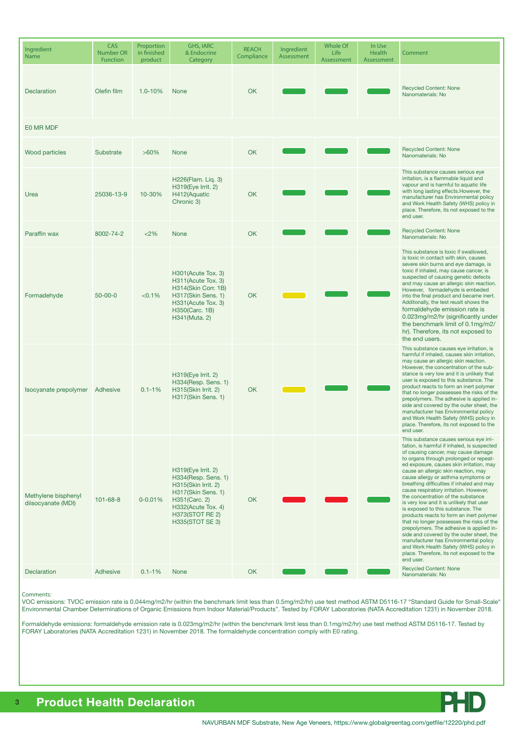| Ingredient Name | CAS Number OR Function | Proportion in finished product | GHS, IARC & Endocrine Category | REACH Compliance | Ingredient Assessment | Whole Of Life Assessment | In Use Health Assessment | Comment |
|---|---|---|---|---|---|---|---|---|
| Declaration | Olefin film | 1.0-10% | None | OK | Green | Green | Green | Recycled Content: None<br>Nanomaterials: No |
| E0 MR MDF | | | | | | | | |
| Wood particles | Substrate | >60% | None | OK | Green | Green | Green | Recycled Content: None<br>Nanomaterials: No |
| Urea | 25036-13-9 | 10-30% | H226(Flam. Liq. 3)<br>H319(Eye Irrit. 2)<br>H412(Aquatic Chronic 3) | OK | Green | Green | Green | This substance causes serious eye irritation, is a flammable liquid and vapour and is harmful to aquatic life with long lasting effects.However, the manufacturer has Environmental policy and Work Health Safety (WHS) policy in place. Therefore, its not exposed to the end user. |
| Paraffin wax | 8002-74-2 | <2% | None | OK | Green | Green | Green | Recycled Content: None<br>Nanomaterials: No |
| Formadehyde | 50-00-0 | <0.1% | H301(Acute Tox. 3)<br>H311(Acute Tox. 3)<br>H314(Skin Corr. 1B)<br>H317(Skin Sens. 1)<br>H331(Acute Tox. 3)<br>H350(Carc. 1B)<br>H341(Muta. 2) | OK | Yellow | Green | Green | This substance is toxic if swallowed, is toxic in contact with skin, causes severe skin burns and eye damage, is toxic if inhaled, may cause cancer, is suspected of causing genetic defects and may cause an allergic skin reaction. However, formadehyde is embeded into the final product and became inert. Additonally, the test reuslt shows the formaldehyde emission rate is 0.023mg/m2/hr (significantly under the benchmark limit of 0.1mg/m2/hr). Therefore, its not exposed to the end users. |
| Isocyanate prepolymer | Adhesive | 0.1-1% | H319(Eye Irrit. 2)<br>H334(Resp. Sens. 1)<br>H315(Skin Irrit. 2)<br>H317(Skin Sens. 1) | OK | Yellow | Green | Green | This substance causes eye irritation, is harmful if inhaled, causes skin irritation, may cause an allergic skin reaction. However, the concentration of the substance is very low and it is unlikely that user is exposed to this substance. The product reacts to form an inert polymer that no longer possesses the risks of the prepolymers. The adhesive is applied inside and covered by the outer sheet, the manufacturer has Environmental policy and Work Health Safety (WHS) policy in place. Therefore, its not exposed to the end user. |
| Methylene bisphenyl diisocyanate (MDI) | 101-68-8 | 0-0.01% | H319(Eye Irrit. 2)<br>H334(Resp. Sens. 1)<br>H315(Skin Irrit. 2)<br>H317(Skin Sens. 1)<br>H351(Carc. 2)<br>H332(Acute Tox. 4)<br>H373(STOT RE 2)<br>H335(STOT SE 3) | OK | Red | Red | Green | This substance causes serious eye irritation, is harmful if inhaled, is suspected of causing cancer, may cause damage to organs through prolonged or repeated exposure, causes skin irritation, may cause an allergic skin reaction, may cause allergy or asthma symptoms or breathing difficulties if inhaled and may cause respiratory irritation. However, the concentration of the substance is very low and it is unlikely that user is exposed to this substance. The products reacts to form an inert polymer that no longer possesses the risks of the prepolymers. The adhesive is applied inside and covered by the outer sheet, the manufacturer has Environmental policy and Work Health Safety (WHS) policy in place. Therefore, its not exposed to the end user. |
| Declaration | Adhesive | 0.1-1% | None | OK | Green | Green | Green | Recycled Content: None<br>Nanomaterials: No |

Comments:
VOC emissions: TVOC emission rate is 0.044mg/m2/hr (within the benchmark limit less than 0.5mg/m2/hr) use test method ASTM D5116-17 "Standard Guide for Small-Scale" Environmental Chamber Determinations of Organic Emissions from Indoor Material/Products". Tested by FORAY Laboratories (NATA Accreditation 1231) in November 2018.

Formaldehyde emissions: formaldehyde emission rate is 0.023mg/m2/hr (within the benchmark limit less than 0.1mg/m2/hr) use test method ASTM D5116-17. Tested by FORAY Laboratories (NATA Accreditation 1231) in November 2018. The formaldehyde concentration comply with E0 rating.